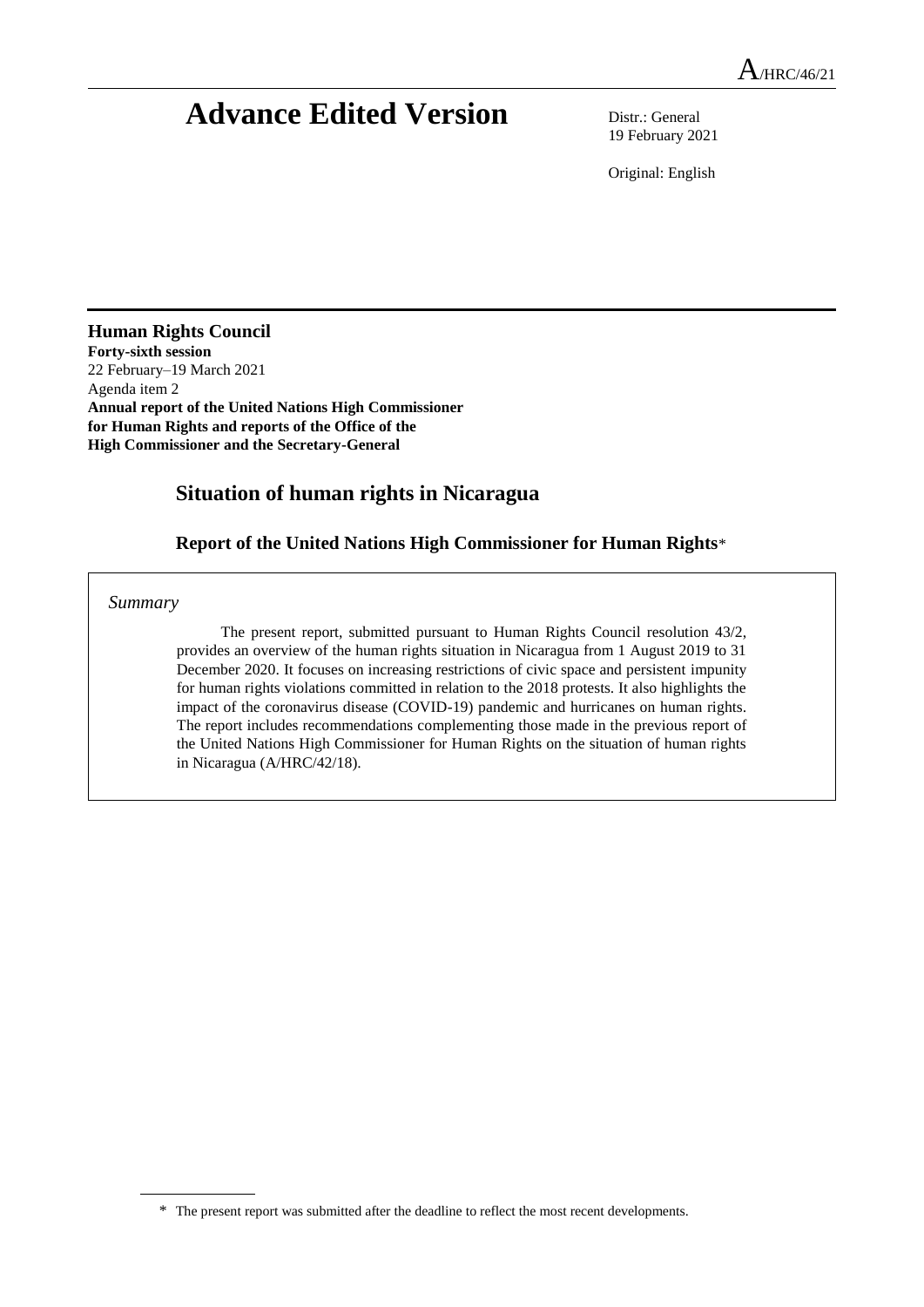A/HRC/46/21

# Advance Edited Version

Distr.: General
19 February 2021

Original: English

**Human Rights Council**
**Forty-sixth session**
22 February–19 March 2021
Agenda item 2
**Annual report of the United Nations High Commissioner for Human Rights and reports of the Office of the High Commissioner and the Secretary-General**

## Situation of human rights in Nicaragua

### Report of the United Nations High Commissioner for Human Rights*

*Summary*

The present report, submitted pursuant to Human Rights Council resolution 43/2, provides an overview of the human rights situation in Nicaragua from 1 August 2019 to 31 December 2020. It focuses on increasing restrictions of civic space and persistent impunity for human rights violations committed in relation to the 2018 protests. It also highlights the impact of the coronavirus disease (COVID-19) pandemic and hurricanes on human rights. The report includes recommendations complementing those made in the previous report of the United Nations High Commissioner for Human Rights on the situation of human rights in Nicaragua (A/HRC/42/18).

\* The present report was submitted after the deadline to reflect the most recent developments.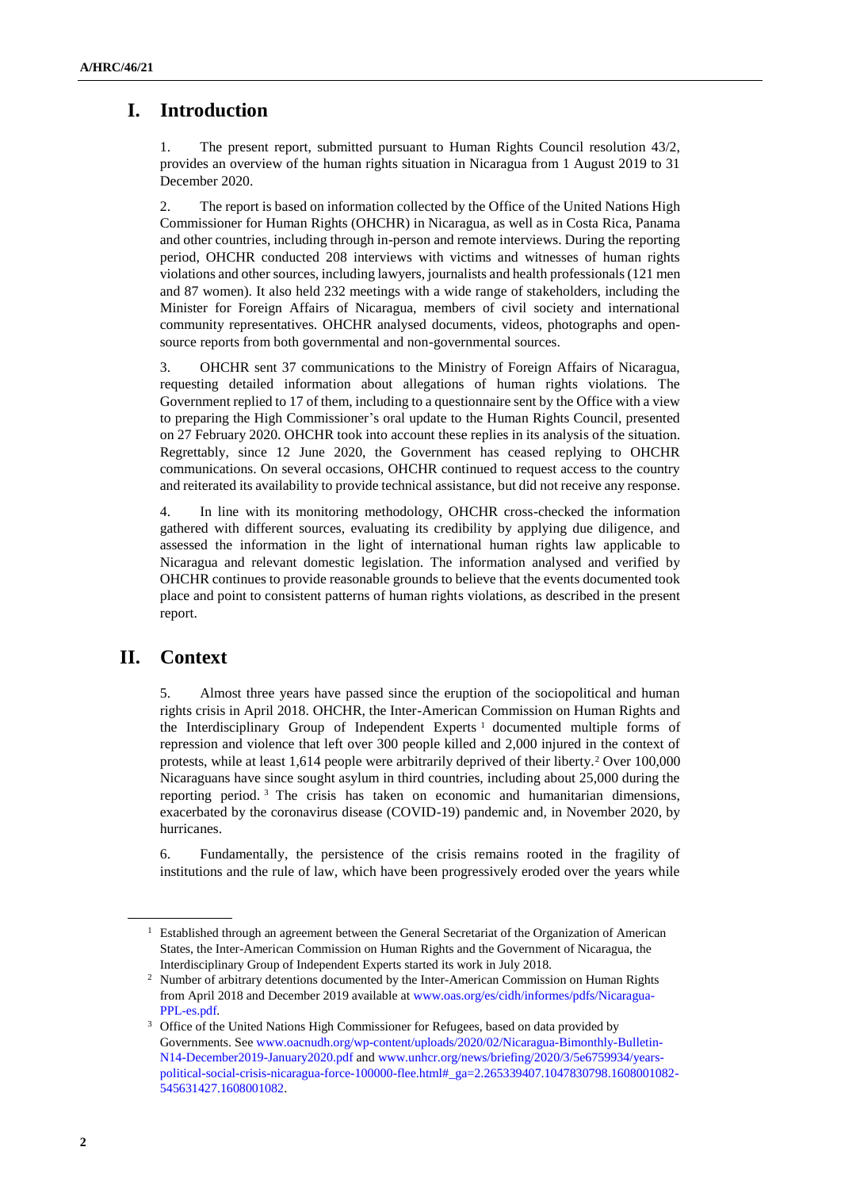## I. Introduction

1. The present report, submitted pursuant to Human Rights Council resolution 43/2, provides an overview of the human rights situation in Nicaragua from 1 August 2019 to 31 December 2020.

2. The report is based on information collected by the Office of the United Nations High Commissioner for Human Rights (OHCHR) in Nicaragua, as well as in Costa Rica, Panama and other countries, including through in-person and remote interviews. During the reporting period, OHCHR conducted 208 interviews with victims and witnesses of human rights violations and other sources, including lawyers, journalists and health professionals (121 men and 87 women). It also held 232 meetings with a wide range of stakeholders, including the Minister for Foreign Affairs of Nicaragua, members of civil society and international community representatives. OHCHR analysed documents, videos, photographs and open-source reports from both governmental and non-governmental sources.

3. OHCHR sent 37 communications to the Ministry of Foreign Affairs of Nicaragua, requesting detailed information about allegations of human rights violations. The Government replied to 17 of them, including to a questionnaire sent by the Office with a view to preparing the High Commissioner's oral update to the Human Rights Council, presented on 27 February 2020. OHCHR took into account these replies in its analysis of the situation. Regrettably, since 12 June 2020, the Government has ceased replying to OHCHR communications. On several occasions, OHCHR continued to request access to the country and reiterated its availability to provide technical assistance, but did not receive any response.

4. In line with its monitoring methodology, OHCHR cross-checked the information gathered with different sources, evaluating its credibility by applying due diligence, and assessed the information in the light of international human rights law applicable to Nicaragua and relevant domestic legislation. The information analysed and verified by OHCHR continues to provide reasonable grounds to believe that the events documented took place and point to consistent patterns of human rights violations, as described in the present report.

## II. Context

5. Almost three years have passed since the eruption of the sociopolitical and human rights crisis in April 2018. OHCHR, the Inter-American Commission on Human Rights and the Interdisciplinary Group of Independent Experts [1] documented multiple forms of repression and violence that left over 300 people killed and 2,000 injured in the context of protests, while at least 1,614 people were arbitrarily deprived of their liberty.[2] Over 100,000 Nicaraguans have since sought asylum in third countries, including about 25,000 during the reporting period. [3] The crisis has taken on economic and humanitarian dimensions, exacerbated by the coronavirus disease (COVID-19) pandemic and, in November 2020, by hurricanes.

6. Fundamentally, the persistence of the crisis remains rooted in the fragility of institutions and the rule of law, which have been progressively eroded over the years while

---

[1] Established through an agreement between the General Secretariat of the Organization of American States, the Inter-American Commission on Human Rights and the Government of Nicaragua, the Interdisciplinary Group of Independent Experts started its work in July 2018.

[2] Number of arbitrary detentions documented by the Inter-American Commission on Human Rights from April 2018 and December 2019 available at www.oas.org/es/cidh/informes/pdfs/Nicaragua-PPL-es.pdf.

[3] Office of the United Nations High Commissioner for Refugees, based on data provided by Governments. See www.oacnudh.org/wp-content/uploads/2020/02/Nicaragua-Bimonthly-Bulletin-N14-December2019-January2020.pdf and www.unhcr.org/news/briefing/2020/3/5e6759934/years-political-social-crisis-nicaragua-force-100000-flee.html#_ga=2.265339407.1047830798.1608001082-545631427.1608001082.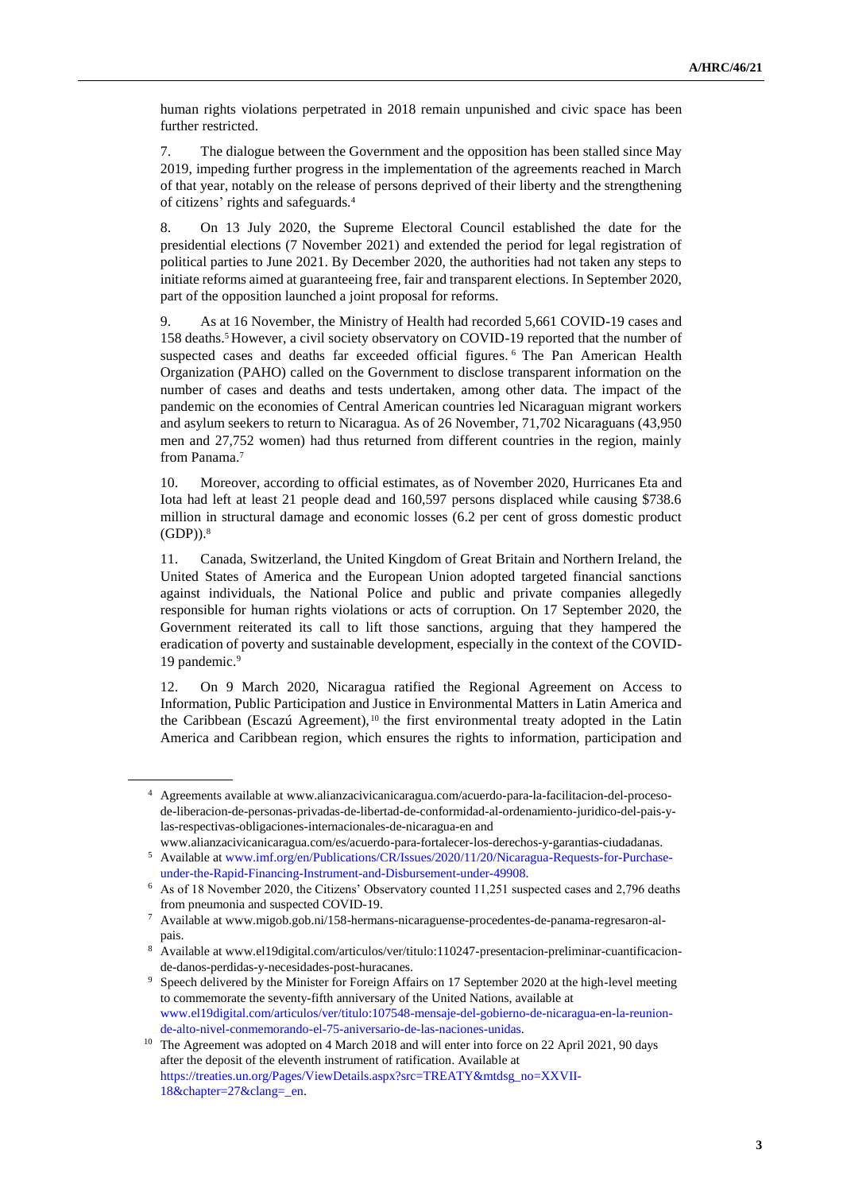human rights violations perpetrated in 2018 remain unpunished and civic space has been further restricted.

7. The dialogue between the Government and the opposition has been stalled since May 2019, impeding further progress in the implementation of the agreements reached in March of that year, notably on the release of persons deprived of their liberty and the strengthening of citizens' rights and safeguards.[4]

8. On 13 July 2020, the Supreme Electoral Council established the date for the presidential elections (7 November 2021) and extended the period for legal registration of political parties to June 2021. By December 2020, the authorities had not taken any steps to initiate reforms aimed at guaranteeing free, fair and transparent elections. In September 2020, part of the opposition launched a joint proposal for reforms.

9. As at 16 November, the Ministry of Health had recorded 5,661 COVID-19 cases and 158 deaths.[5] However, a civil society observatory on COVID-19 reported that the number of suspected cases and deaths far exceeded official figures.[6] The Pan American Health Organization (PAHO) called on the Government to disclose transparent information on the number of cases and deaths and tests undertaken, among other data. The impact of the pandemic on the economies of Central American countries led Nicaraguan migrant workers and asylum seekers to return to Nicaragua. As of 26 November, 71,702 Nicaraguans (43,950 men and 27,752 women) had thus returned from different countries in the region, mainly from Panama.[7]

10. Moreover, according to official estimates, as of November 2020, Hurricanes Eta and Iota had left at least 21 people dead and 160,597 persons displaced while causing $738.6 million in structural damage and economic losses (6.2 per cent of gross domestic product (GDP)).[8]

11. Canada, Switzerland, the United Kingdom of Great Britain and Northern Ireland, the United States of America and the European Union adopted targeted financial sanctions against individuals, the National Police and public and private companies allegedly responsible for human rights violations or acts of corruption. On 17 September 2020, the Government reiterated its call to lift those sanctions, arguing that they hampered the eradication of poverty and sustainable development, especially in the context of the COVID-19 pandemic.[9]

12. On 9 March 2020, Nicaragua ratified the Regional Agreement on Access to Information, Public Participation and Justice in Environmental Matters in Latin America and the Caribbean (Escazú Agreement),[10] the first environmental treaty adopted in the Latin America and Caribbean region, which ensures the rights to information, participation and

---

[4] Agreements available at www.alianzacivicanicaragua.com/acuerdo-para-la-facilitacion-del-proceso-de-liberacion-de-personas-privadas-de-libertad-de-conformidad-al-ordenamiento-juridico-del-pais-y-las-respectivas-obligaciones-internacionales-de-nicaragua-en and www.alianzacivicanicaragua.com/es/acuerdo-para-fortalecer-los-derechos-y-garantias-ciudadanas.

[5] Available at www.imf.org/en/Publications/CR/Issues/2020/11/20/Nicaragua-Requests-for-Purchase-under-the-Rapid-Financing-Instrument-and-Disbursement-under-49908.

[6] As of 18 November 2020, the Citizens' Observatory counted 11,251 suspected cases and 2,796 deaths from pneumonia and suspected COVID-19.

[7] Available at www.migob.gob.ni/158-hermans-nicaraguense-procedentes-de-panama-regresaron-al-pais.

[8] Available at www.el19digital.com/articulos/ver/titulo:110247-presentacion-preliminar-cuantificacion-de-danos-perdidas-y-necesidades-post-huracanes.

[9] Speech delivered by the Minister for Foreign Affairs on 17 September 2020 at the high-level meeting to commemorate the seventy-fifth anniversary of the United Nations, available at www.el19digital.com/articulos/ver/titulo:107548-mensaje-del-gobierno-de-nicaragua-en-la-reunion-de-alto-nivel-conmemorando-el-75-aniversario-de-las-naciones-unidas.

[10] The Agreement was adopted on 4 March 2018 and will enter into force on 22 April 2021, 90 days after the deposit of the eleventh instrument of ratification. Available at https://treaties.un.org/Pages/ViewDetails.aspx?src=TREATY&mtdsg_no=XXVII-18&chapter=27&clang=_en.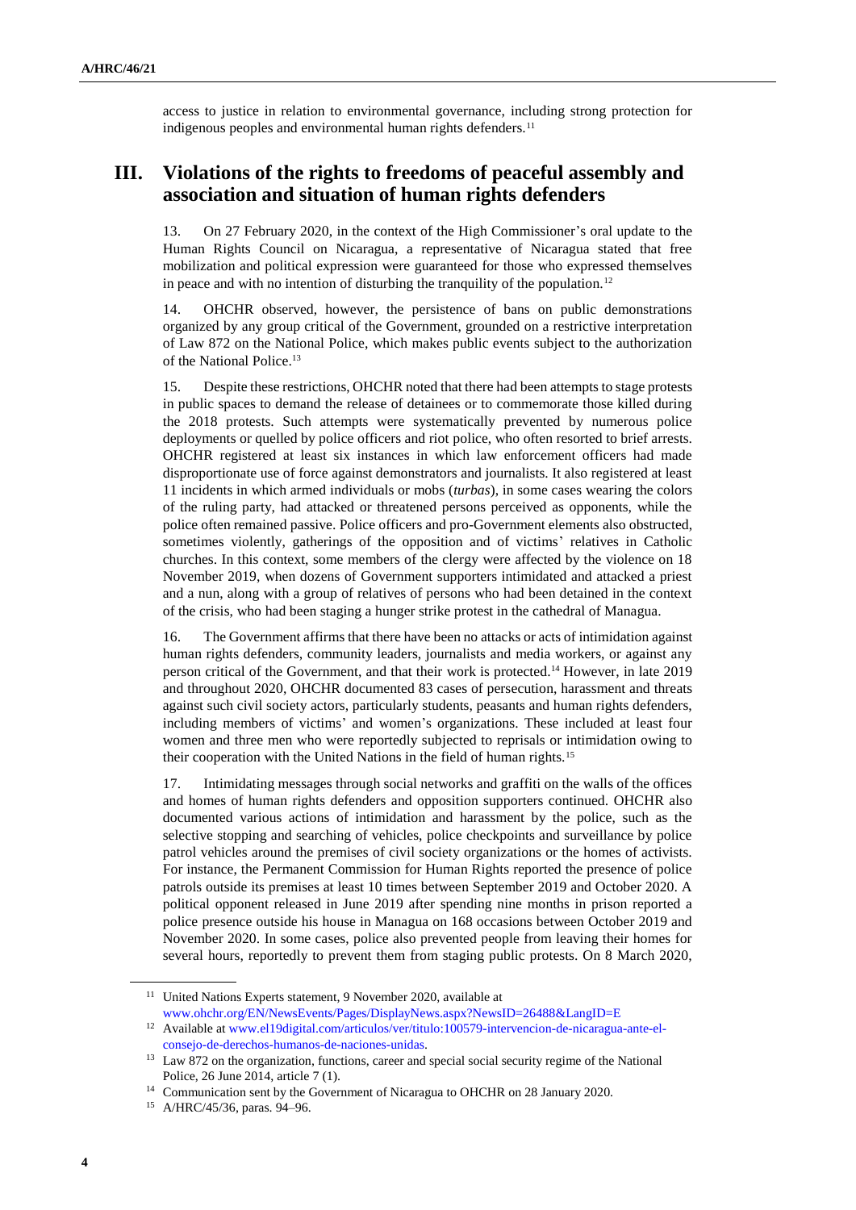access to justice in relation to environmental governance, including strong protection for indigenous peoples and environmental human rights defenders.[11]

## III. Violations of the rights to freedoms of peaceful assembly and association and situation of human rights defenders

13. On 27 February 2020, in the context of the High Commissioner's oral update to the Human Rights Council on Nicaragua, a representative of Nicaragua stated that free mobilization and political expression were guaranteed for those who expressed themselves in peace and with no intention of disturbing the tranquility of the population.[12]

14. OHCHR observed, however, the persistence of bans on public demonstrations organized by any group critical of the Government, grounded on a restrictive interpretation of Law 872 on the National Police, which makes public events subject to the authorization of the National Police.[13]

15. Despite these restrictions, OHCHR noted that there had been attempts to stage protests in public spaces to demand the release of detainees or to commemorate those killed during the 2018 protests. Such attempts were systematically prevented by numerous police deployments or quelled by police officers and riot police, who often resorted to brief arrests. OHCHR registered at least six instances in which law enforcement officers had made disproportionate use of force against demonstrators and journalists. It also registered at least 11 incidents in which armed individuals or mobs (*turbas*), in some cases wearing the colors of the ruling party, had attacked or threatened persons perceived as opponents, while the police often remained passive. Police officers and pro-Government elements also obstructed, sometimes violently, gatherings of the opposition and of victims' relatives in Catholic churches. In this context, some members of the clergy were affected by the violence on 18 November 2019, when dozens of Government supporters intimidated and attacked a priest and a nun, along with a group of relatives of persons who had been detained in the context of the crisis, who had been staging a hunger strike protest in the cathedral of Managua.

16. The Government affirms that there have been no attacks or acts of intimidation against human rights defenders, community leaders, journalists and media workers, or against any person critical of the Government, and that their work is protected.[14] However, in late 2019 and throughout 2020, OHCHR documented 83 cases of persecution, harassment and threats against such civil society actors, particularly students, peasants and human rights defenders, including members of victims' and women's organizations. These included at least four women and three men who were reportedly subjected to reprisals or intimidation owing to their cooperation with the United Nations in the field of human rights.[15]

17. Intimidating messages through social networks and graffiti on the walls of the offices and homes of human rights defenders and opposition supporters continued. OHCHR also documented various actions of intimidation and harassment by the police, such as the selective stopping and searching of vehicles, police checkpoints and surveillance by police patrol vehicles around the premises of civil society organizations or the homes of activists. For instance, the Permanent Commission for Human Rights reported the presence of police patrols outside its premises at least 10 times between September 2019 and October 2020. A political opponent released in June 2019 after spending nine months in prison reported a police presence outside his house in Managua on 168 occasions between October 2019 and November 2020. In some cases, police also prevented people from leaving their homes for several hours, reportedly to prevent them from staging public protests. On 8 March 2020,

---

[11] United Nations Experts statement, 9 November 2020, available at www.ohchr.org/EN/NewsEvents/Pages/DisplayNews.aspx?NewsID=26488&LangID=E

[12] Available at www.el19digital.com/articulos/ver/titulo:100579-intervencion-de-nicaragua-ante-el-consejo-de-derechos-humanos-de-naciones-unidas.

[13] Law 872 on the organization, functions, career and special social security regime of the National Police, 26 June 2014, article 7 (1).

[14] Communication sent by the Government of Nicaragua to OHCHR on 28 January 2020.

[15] A/HRC/45/36, paras. 94–96.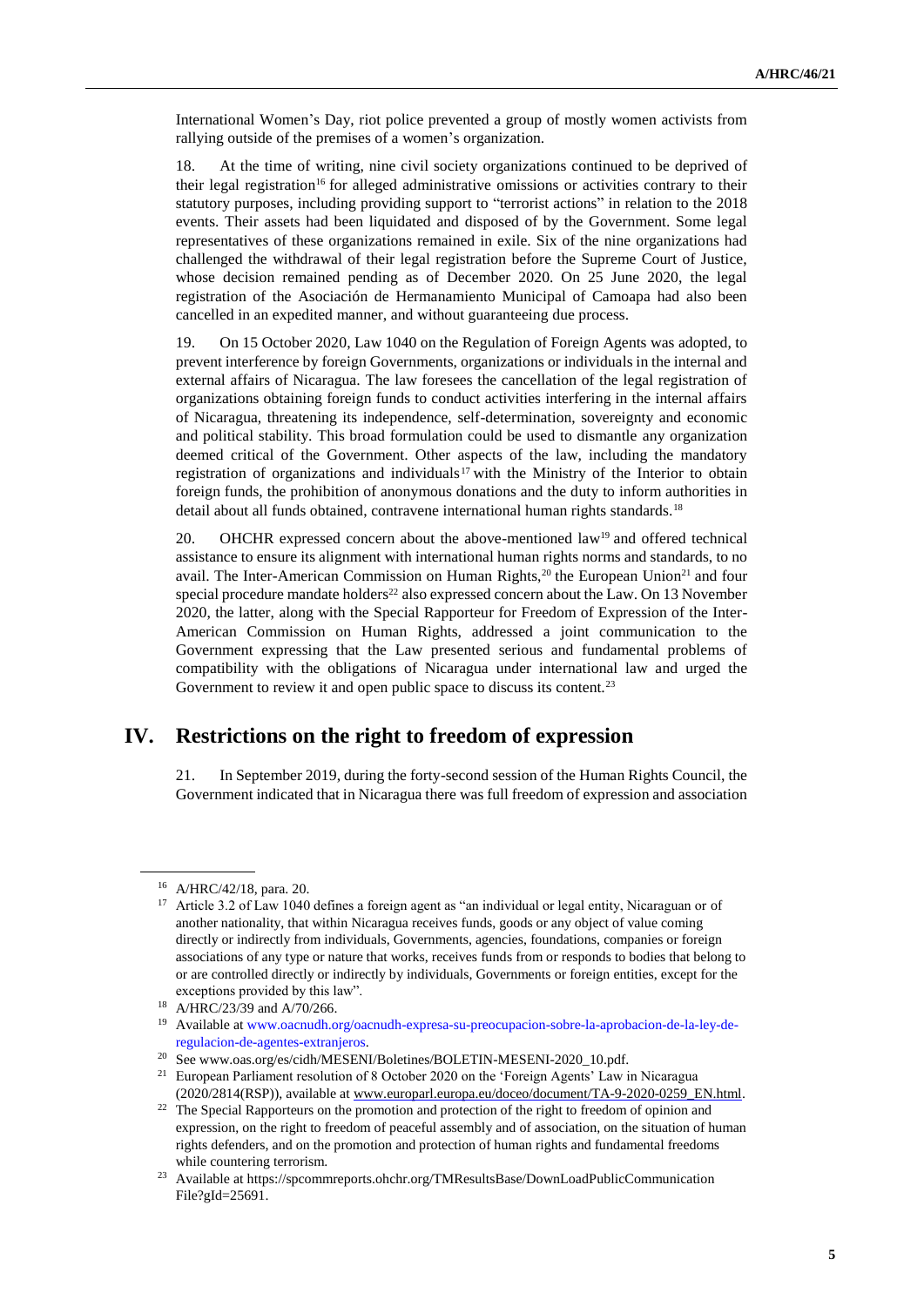International Women's Day, riot police prevented a group of mostly women activists from rallying outside of the premises of a women's organization.

18. At the time of writing, nine civil society organizations continued to be deprived of their legal registration[16] for alleged administrative omissions or activities contrary to their statutory purposes, including providing support to "terrorist actions" in relation to the 2018 events. Their assets had been liquidated and disposed of by the Government. Some legal representatives of these organizations remained in exile. Six of the nine organizations had challenged the withdrawal of their legal registration before the Supreme Court of Justice, whose decision remained pending as of December 2020. On 25 June 2020, the legal registration of the Asociación de Hermanamiento Municipal of Camoapa had also been cancelled in an expedited manner, and without guaranteeing due process.

19. On 15 October 2020, Law 1040 on the Regulation of Foreign Agents was adopted, to prevent interference by foreign Governments, organizations or individuals in the internal and external affairs of Nicaragua. The law foresees the cancellation of the legal registration of organizations obtaining foreign funds to conduct activities interfering in the internal affairs of Nicaragua, threatening its independence, self-determination, sovereignty and economic and political stability. This broad formulation could be used to dismantle any organization deemed critical of the Government. Other aspects of the law, including the mandatory registration of organizations and individuals[17] with the Ministry of the Interior to obtain foreign funds, the prohibition of anonymous donations and the duty to inform authorities in detail about all funds obtained, contravene international human rights standards.[18]

20. OHCHR expressed concern about the above-mentioned law[19] and offered technical assistance to ensure its alignment with international human rights norms and standards, to no avail. The Inter-American Commission on Human Rights,[20] the European Union[21] and four special procedure mandate holders[22] also expressed concern about the Law. On 13 November 2020, the latter, along with the Special Rapporteur for Freedom of Expression of the Inter-American Commission on Human Rights, addressed a joint communication to the Government expressing that the Law presented serious and fundamental problems of compatibility with the obligations of Nicaragua under international law and urged the Government to review it and open public space to discuss its content.[23]

## IV. Restrictions on the right to freedom of expression

21. In September 2019, during the forty-second session of the Human Rights Council, the Government indicated that in Nicaragua there was full freedom of expression and association

---

[16] A/HRC/42/18, para. 20.

[17] Article 3.2 of Law 1040 defines a foreign agent as "an individual or legal entity, Nicaraguan or of another nationality, that within Nicaragua receives funds, goods or any object of value coming directly or indirectly from individuals, Governments, agencies, foundations, companies or foreign associations of any type or nature that works, receives funds from or responds to bodies that belong to or are controlled directly or indirectly by individuals, Governments or foreign entities, except for the exceptions provided by this law".

[18] A/HRC/23/39 and A/70/266.

[19] Available at www.oacnudh.org/oacnudh-expresa-su-preocupacion-sobre-la-aprobacion-de-la-ley-de-regulacion-de-agentes-extranjeros.

[20] See www.oas.org/es/cidh/MESENI/Boletines/BOLETIN-MESENI-2020_10.pdf.

[21] European Parliament resolution of 8 October 2020 on the 'Foreign Agents' Law in Nicaragua (2020/2814(RSP)), available at www.europarl.europa.eu/doceo/document/TA-9-2020-0259_EN.html.

[22] The Special Rapporteurs on the promotion and protection of the right to freedom of opinion and expression, on the right to freedom of peaceful assembly and of association, on the situation of human rights defenders, and on the promotion and protection of human rights and fundamental freedoms while countering terrorism.

[23] Available at https://spcommreports.ohchr.org/TMResultsBase/DownLoadPublicCommunicationFile?gId=25691.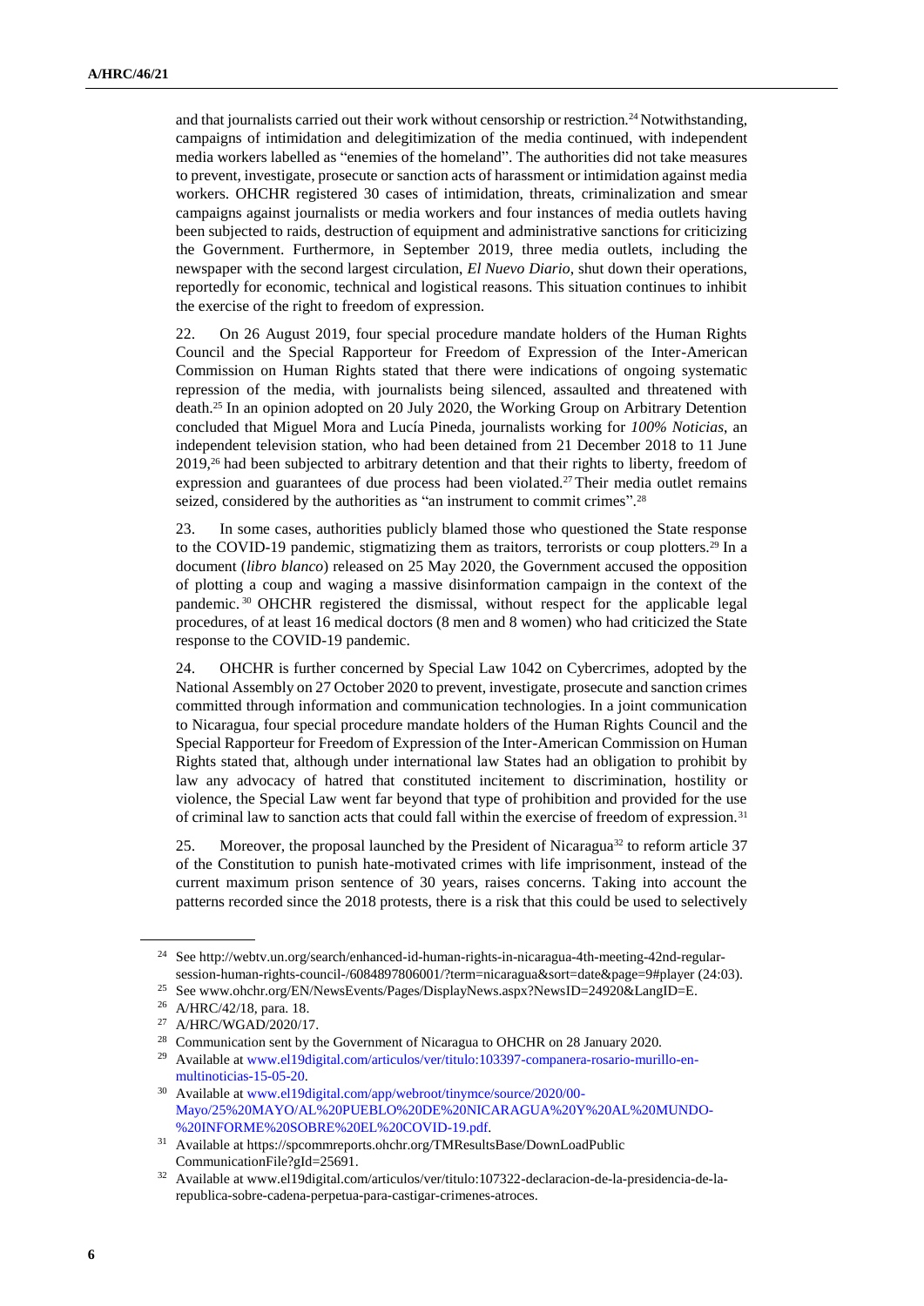and that journalists carried out their work without censorship or restriction.[24] Notwithstanding, campaigns of intimidation and delegitimization of the media continued, with independent media workers labelled as "enemies of the homeland". The authorities did not take measures to prevent, investigate, prosecute or sanction acts of harassment or intimidation against media workers. OHCHR registered 30 cases of intimidation, threats, criminalization and smear campaigns against journalists or media workers and four instances of media outlets having been subjected to raids, destruction of equipment and administrative sanctions for criticizing the Government. Furthermore, in September 2019, three media outlets, including the newspaper with the second largest circulation, *El Nuevo Diario*, shut down their operations, reportedly for economic, technical and logistical reasons. This situation continues to inhibit the exercise of the right to freedom of expression.

22. On 26 August 2019, four special procedure mandate holders of the Human Rights Council and the Special Rapporteur for Freedom of Expression of the Inter-American Commission on Human Rights stated that there were indications of ongoing systematic repression of the media, with journalists being silenced, assaulted and threatened with death.[25] In an opinion adopted on 20 July 2020, the Working Group on Arbitrary Detention concluded that Miguel Mora and Lucía Pineda, journalists working for *100% Noticias*, an independent television station, who had been detained from 21 December 2018 to 11 June 2019,[26] had been subjected to arbitrary detention and that their rights to liberty, freedom of expression and guarantees of due process had been violated.[27] Their media outlet remains seized, considered by the authorities as "an instrument to commit crimes".[28]

23. In some cases, authorities publicly blamed those who questioned the State response to the COVID-19 pandemic, stigmatizing them as traitors, terrorists or coup plotters.[29] In a document (*libro blanco*) released on 25 May 2020, the Government accused the opposition of plotting a coup and waging a massive disinformation campaign in the context of the pandemic.[30] OHCHR registered the dismissal, without respect for the applicable legal procedures, of at least 16 medical doctors (8 men and 8 women) who had criticized the State response to the COVID-19 pandemic.

24. OHCHR is further concerned by Special Law 1042 on Cybercrimes, adopted by the National Assembly on 27 October 2020 to prevent, investigate, prosecute and sanction crimes committed through information and communication technologies. In a joint communication to Nicaragua, four special procedure mandate holders of the Human Rights Council and the Special Rapporteur for Freedom of Expression of the Inter-American Commission on Human Rights stated that, although under international law States had an obligation to prohibit by law any advocacy of hatred that constituted incitement to discrimination, hostility or violence, the Special Law went far beyond that type of prohibition and provided for the use of criminal law to sanction acts that could fall within the exercise of freedom of expression.[31]

25. Moreover, the proposal launched by the President of Nicaragua[32] to reform article 37 of the Constitution to punish hate-motivated crimes with life imprisonment, instead of the current maximum prison sentence of 30 years, raises concerns. Taking into account the patterns recorded since the 2018 protests, there is a risk that this could be used to selectively

---

[24] See http://webtv.un.org/search/enhanced-id-human-rights-in-nicaragua-4th-meeting-42nd-regular-session-human-rights-council-/6084897806001/?term=nicaragua&sort=date&page=9#player (24:03).

[25] See www.ohchr.org/EN/NewsEvents/Pages/DisplayNews.aspx?NewsID=24920&LangID=E.

[26] A/HRC/42/18, para. 18.

[27] A/HRC/WGAD/2020/17.

[28] Communication sent by the Government of Nicaragua to OHCHR on 28 January 2020.

[29] Available at www.el19digital.com/articulos/ver/titulo:103397-companera-rosario-murillo-en-multinoticias-15-05-20.

[30] Available at www.el19digital.com/app/webroot/tinymce/source/2020/00-Mayo/25%20MAYO/AL%20PUEBLO%20DE%20NICARAGUA%20Y%20AL%20MUNDO-%20INFORME%20SOBRE%20EL%20COVID-19.pdf.

[31] Available at https://spcommreports.ohchr.org/TMResultsBase/DownLoadPublicCommunicationFile?gId=25691.

[32] Available at www.el19digital.com/articulos/ver/titulo:107322-declaracion-de-la-presidencia-de-la-republica-sobre-cadena-perpetua-para-castigar-crimenes-atroces.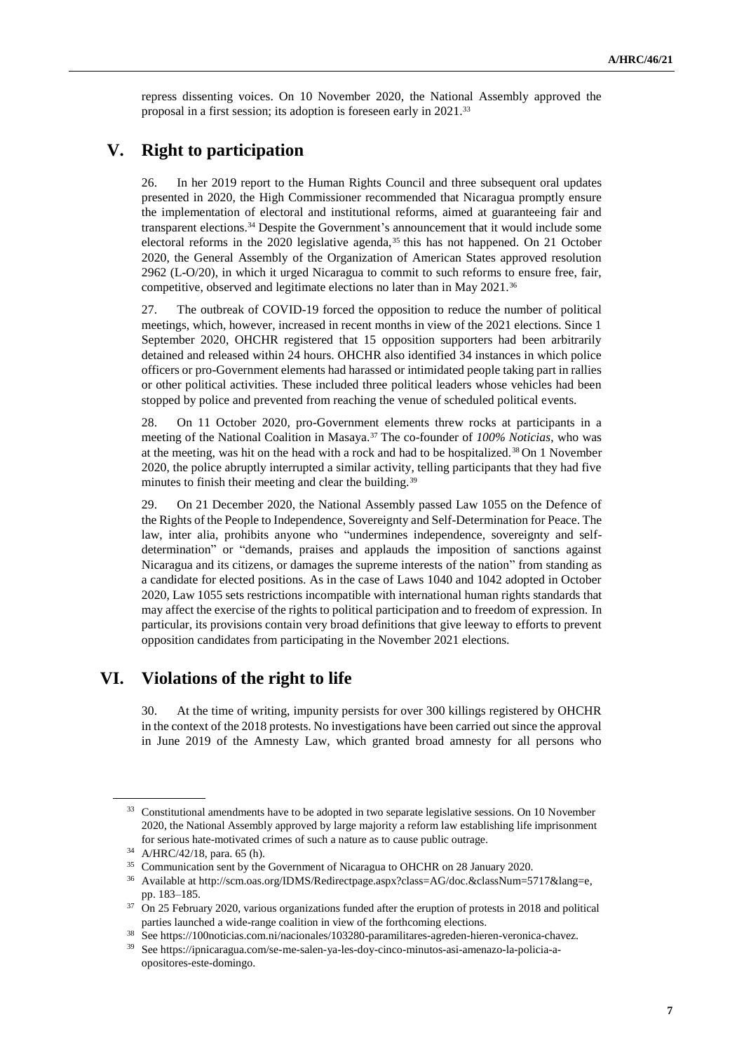repress dissenting voices. On 10 November 2020, the National Assembly approved the proposal in a first session; its adoption is foreseen early in 2021.[33]

## V. Right to participation

26. In her 2019 report to the Human Rights Council and three subsequent oral updates presented in 2020, the High Commissioner recommended that Nicaragua promptly ensure the implementation of electoral and institutional reforms, aimed at guaranteeing fair and transparent elections.[34] Despite the Government's announcement that it would include some electoral reforms in the 2020 legislative agenda,[35] this has not happened. On 21 October 2020, the General Assembly of the Organization of American States approved resolution 2962 (L-O/20), in which it urged Nicaragua to commit to such reforms to ensure free, fair, competitive, observed and legitimate elections no later than in May 2021.[36]

27. The outbreak of COVID-19 forced the opposition to reduce the number of political meetings, which, however, increased in recent months in view of the 2021 elections. Since 1 September 2020, OHCHR registered that 15 opposition supporters had been arbitrarily detained and released within 24 hours. OHCHR also identified 34 instances in which police officers or pro-Government elements had harassed or intimidated people taking part in rallies or other political activities. These included three political leaders whose vehicles had been stopped by police and prevented from reaching the venue of scheduled political events.

28. On 11 October 2020, pro-Government elements threw rocks at participants in a meeting of the National Coalition in Masaya.[37] The co-founder of *100% Noticias*, who was at the meeting, was hit on the head with a rock and had to be hospitalized.[38] On 1 November 2020, the police abruptly interrupted a similar activity, telling participants that they had five minutes to finish their meeting and clear the building.[39]

29. On 21 December 2020, the National Assembly passed Law 1055 on the Defence of the Rights of the People to Independence, Sovereignty and Self-Determination for Peace. The law, inter alia, prohibits anyone who "undermines independence, sovereignty and self-determination" or "demands, praises and applauds the imposition of sanctions against Nicaragua and its citizens, or damages the supreme interests of the nation" from standing as a candidate for elected positions. As in the case of Laws 1040 and 1042 adopted in October 2020, Law 1055 sets restrictions incompatible with international human rights standards that may affect the exercise of the rights to political participation and to freedom of expression. In particular, its provisions contain very broad definitions that give leeway to efforts to prevent opposition candidates from participating in the November 2021 elections.

## VI. Violations of the right to life

30. At the time of writing, impunity persists for over 300 killings registered by OHCHR in the context of the 2018 protests. No investigations have been carried out since the approval in June 2019 of the Amnesty Law, which granted broad amnesty for all persons who

---

[33] Constitutional amendments have to be adopted in two separate legislative sessions. On 10 November 2020, the National Assembly approved by large majority a reform law establishing life imprisonment for serious hate-motivated crimes of such a nature as to cause public outrage.

[34] A/HRC/42/18, para. 65 (h).

[35] Communication sent by the Government of Nicaragua to OHCHR on 28 January 2020.

[36] Available at http://scm.oas.org/IDMS/Redirectpage.aspx?class=AG/doc.&classNum=5717&lang=e, pp. 183–185.

[37] On 25 February 2020, various organizations funded after the eruption of protests in 2018 and political parties launched a wide-range coalition in view of the forthcoming elections.

[38] See https://100noticias.com.ni/nacionales/103280-paramilitares-agreden-hieren-veronica-chavez.

[39] See https://ipnicaragua.com/se-me-salen-ya-les-doy-cinco-minutos-asi-amenazo-la-policia-a-opositores-este-domingo.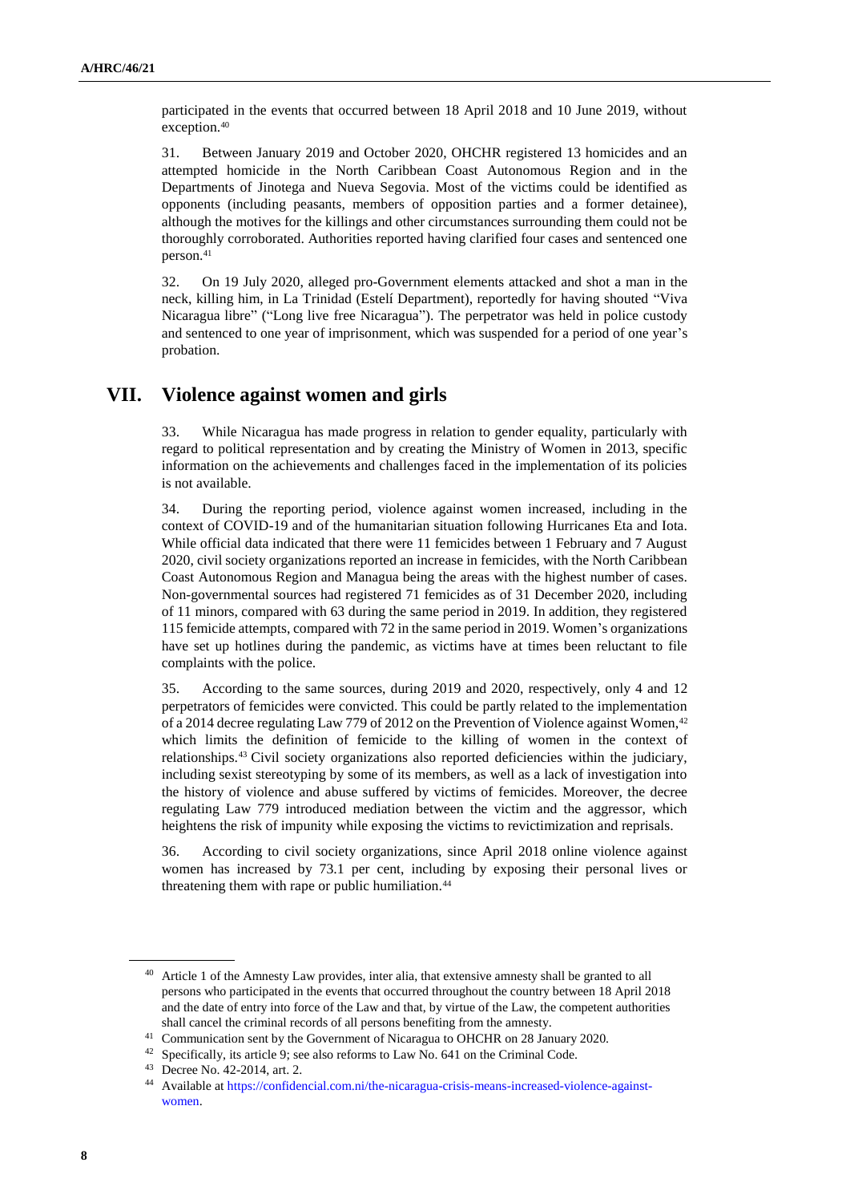participated in the events that occurred between 18 April 2018 and 10 June 2019, without exception.[40]

31. Between January 2019 and October 2020, OHCHR registered 13 homicides and an attempted homicide in the North Caribbean Coast Autonomous Region and in the Departments of Jinotega and Nueva Segovia. Most of the victims could be identified as opponents (including peasants, members of opposition parties and a former detainee), although the motives for the killings and other circumstances surrounding them could not be thoroughly corroborated. Authorities reported having clarified four cases and sentenced one person.[41]

32. On 19 July 2020, alleged pro-Government elements attacked and shot a man in the neck, killing him, in La Trinidad (Estelí Department), reportedly for having shouted "Viva Nicaragua libre" ("Long live free Nicaragua"). The perpetrator was held in police custody and sentenced to one year of imprisonment, which was suspended for a period of one year's probation.

# VII. Violence against women and girls

33. While Nicaragua has made progress in relation to gender equality, particularly with regard to political representation and by creating the Ministry of Women in 2013, specific information on the achievements and challenges faced in the implementation of its policies is not available.

34. During the reporting period, violence against women increased, including in the context of COVID-19 and of the humanitarian situation following Hurricanes Eta and Iota. While official data indicated that there were 11 femicides between 1 February and 7 August 2020, civil society organizations reported an increase in femicides, with the North Caribbean Coast Autonomous Region and Managua being the areas with the highest number of cases. Non-governmental sources had registered 71 femicides as of 31 December 2020, including of 11 minors, compared with 63 during the same period in 2019. In addition, they registered 115 femicide attempts, compared with 72 in the same period in 2019. Women's organizations have set up hotlines during the pandemic, as victims have at times been reluctant to file complaints with the police.

35. According to the same sources, during 2019 and 2020, respectively, only 4 and 12 perpetrators of femicides were convicted. This could be partly related to the implementation of a 2014 decree regulating Law 779 of 2012 on the Prevention of Violence against Women,[42] which limits the definition of femicide to the killing of women in the context of relationships.[43] Civil society organizations also reported deficiencies within the judiciary, including sexist stereotyping by some of its members, as well as a lack of investigation into the history of violence and abuse suffered by victims of femicides. Moreover, the decree regulating Law 779 introduced mediation between the victim and the aggressor, which heightens the risk of impunity while exposing the victims to revictimization and reprisals.

36. According to civil society organizations, since April 2018 online violence against women has increased by 73.1 per cent, including by exposing their personal lives or threatening them with rape or public humiliation.[44]

---

[40] Article 1 of the Amnesty Law provides, inter alia, that extensive amnesty shall be granted to all persons who participated in the events that occurred throughout the country between 18 April 2018 and the date of entry into force of the Law and that, by virtue of the Law, the competent authorities shall cancel the criminal records of all persons benefiting from the amnesty.

[41] Communication sent by the Government of Nicaragua to OHCHR on 28 January 2020.

[42] Specifically, its article 9; see also reforms to Law No. 641 on the Criminal Code.

[43] Decree No. 42-2014, art. 2.

[44] Available at https://confidencial.com.ni/the-nicaragua-crisis-means-increased-violence-against-women.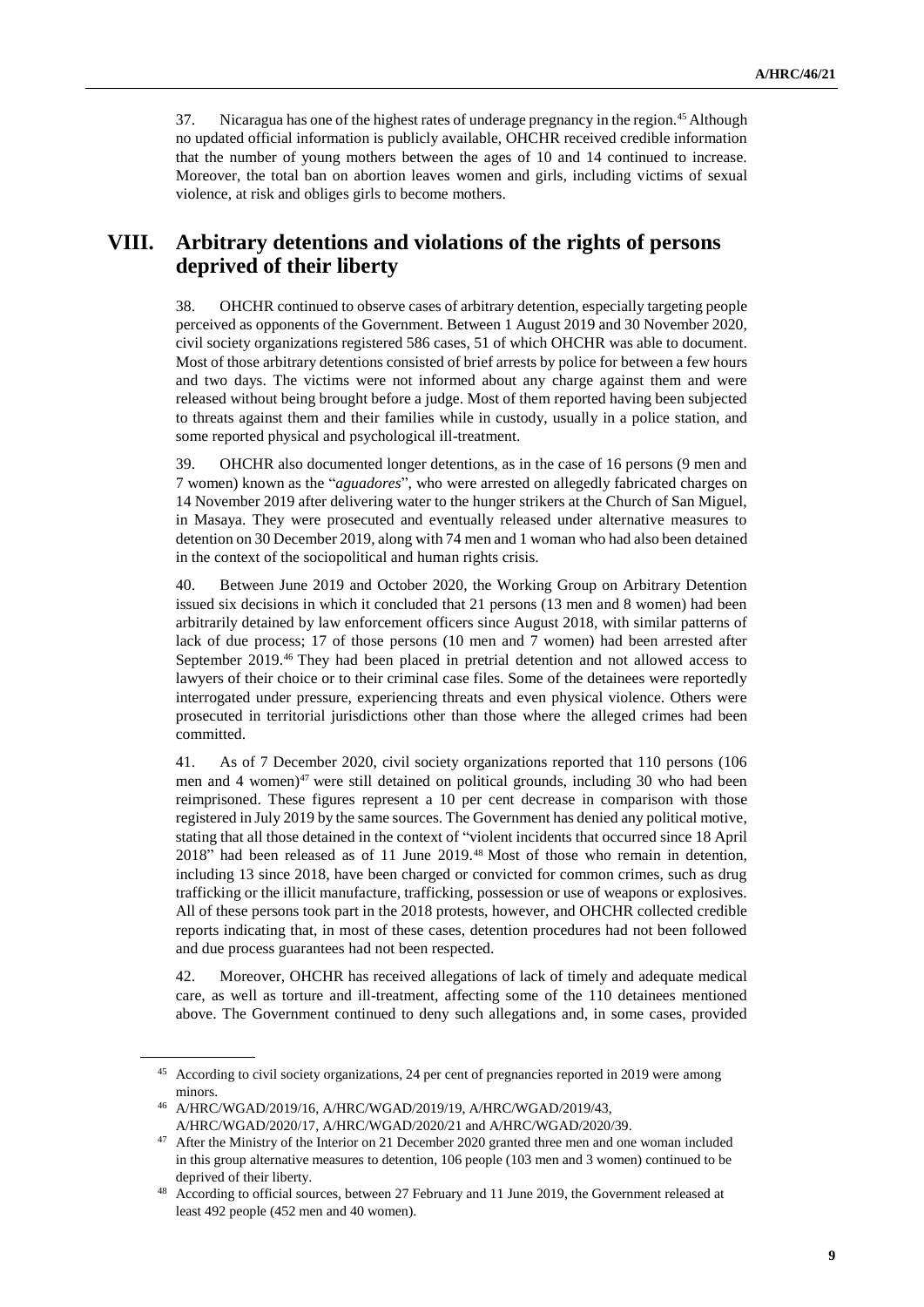37. Nicaragua has one of the highest rates of underage pregnancy in the region.[45] Although no updated official information is publicly available, OHCHR received credible information that the number of young mothers between the ages of 10 and 14 continued to increase. Moreover, the total ban on abortion leaves women and girls, including victims of sexual violence, at risk and obliges girls to become mothers.

# VIII. Arbitrary detentions and violations of the rights of persons deprived of their liberty

38. OHCHR continued to observe cases of arbitrary detention, especially targeting people perceived as opponents of the Government. Between 1 August 2019 and 30 November 2020, civil society organizations registered 586 cases, 51 of which OHCHR was able to document. Most of those arbitrary detentions consisted of brief arrests by police for between a few hours and two days. The victims were not informed about any charge against them and were released without being brought before a judge. Most of them reported having been subjected to threats against them and their families while in custody, usually in a police station, and some reported physical and psychological ill-treatment.

39. OHCHR also documented longer detentions, as in the case of 16 persons (9 men and 7 women) known as the "*aguadores*", who were arrested on allegedly fabricated charges on 14 November 2019 after delivering water to the hunger strikers at the Church of San Miguel, in Masaya. They were prosecuted and eventually released under alternative measures to detention on 30 December 2019, along with 74 men and 1 woman who had also been detained in the context of the sociopolitical and human rights crisis.

40. Between June 2019 and October 2020, the Working Group on Arbitrary Detention issued six decisions in which it concluded that 21 persons (13 men and 8 women) had been arbitrarily detained by law enforcement officers since August 2018, with similar patterns of lack of due process; 17 of those persons (10 men and 7 women) had been arrested after September 2019.[46] They had been placed in pretrial detention and not allowed access to lawyers of their choice or to their criminal case files. Some of the detainees were reportedly interrogated under pressure, experiencing threats and even physical violence. Others were prosecuted in territorial jurisdictions other than those where the alleged crimes had been committed.

41. As of 7 December 2020, civil society organizations reported that 110 persons (106 men and 4 women)[47] were still detained on political grounds, including 30 who had been reimprisoned. These figures represent a 10 per cent decrease in comparison with those registered in July 2019 by the same sources. The Government has denied any political motive, stating that all those detained in the context of "violent incidents that occurred since 18 April 2018" had been released as of 11 June 2019.[48] Most of those who remain in detention, including 13 since 2018, have been charged or convicted for common crimes, such as drug trafficking or the illicit manufacture, trafficking, possession or use of weapons or explosives. All of these persons took part in the 2018 protests, however, and OHCHR collected credible reports indicating that, in most of these cases, detention procedures had not been followed and due process guarantees had not been respected.

42. Moreover, OHCHR has received allegations of lack of timely and adequate medical care, as well as torture and ill-treatment, affecting some of the 110 detainees mentioned above. The Government continued to deny such allegations and, in some cases, provided

---

[45] According to civil society organizations, 24 per cent of pregnancies reported in 2019 were among minors.

[46] A/HRC/WGAD/2019/16, A/HRC/WGAD/2019/19, A/HRC/WGAD/2019/43, A/HRC/WGAD/2020/17, A/HRC/WGAD/2020/21 and A/HRC/WGAD/2020/39.

[47] After the Ministry of the Interior on 21 December 2020 granted three men and one woman included in this group alternative measures to detention, 106 people (103 men and 3 women) continued to be deprived of their liberty.

[48] According to official sources, between 27 February and 11 June 2019, the Government released at least 492 people (452 men and 40 women).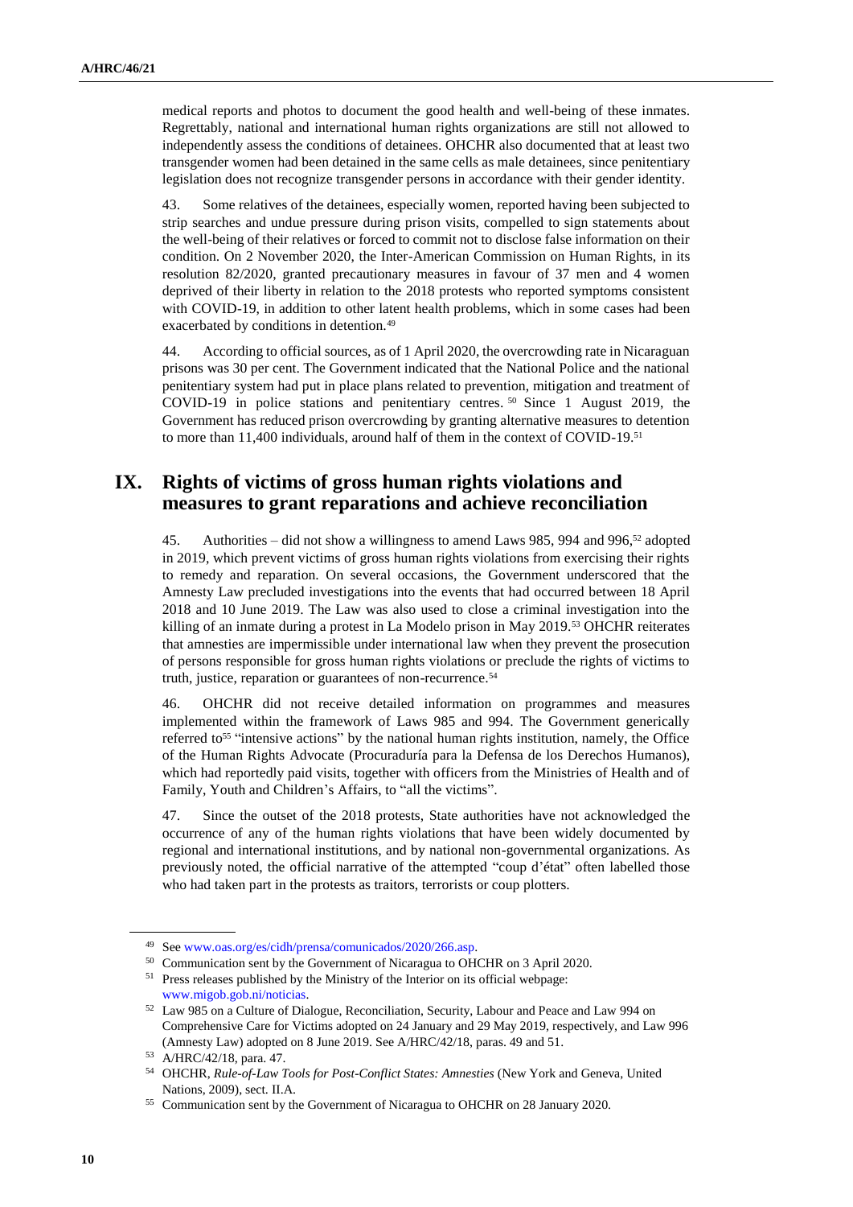medical reports and photos to document the good health and well-being of these inmates. Regrettably, national and international human rights organizations are still not allowed to independently assess the conditions of detainees. OHCHR also documented that at least two transgender women had been detained in the same cells as male detainees, since penitentiary legislation does not recognize transgender persons in accordance with their gender identity.

43. Some relatives of the detainees, especially women, reported having been subjected to strip searches and undue pressure during prison visits, compelled to sign statements about the well-being of their relatives or forced to commit not to disclose false information on their condition. On 2 November 2020, the Inter-American Commission on Human Rights, in its resolution 82/2020, granted precautionary measures in favour of 37 men and 4 women deprived of their liberty in relation to the 2018 protests who reported symptoms consistent with COVID-19, in addition to other latent health problems, which in some cases had been exacerbated by conditions in detention.[49]

44. According to official sources, as of 1 April 2020, the overcrowding rate in Nicaraguan prisons was 30 per cent. The Government indicated that the National Police and the national penitentiary system had put in place plans related to prevention, mitigation and treatment of COVID-19 in police stations and penitentiary centres.[50] Since 1 August 2019, the Government has reduced prison overcrowding by granting alternative measures to detention to more than 11,400 individuals, around half of them in the context of COVID-19.[51]

# IX. Rights of victims of gross human rights violations and measures to grant reparations and achieve reconciliation

45. Authorities – did not show a willingness to amend Laws 985, 994 and 996,[52] adopted in 2019, which prevent victims of gross human rights violations from exercising their rights to remedy and reparation. On several occasions, the Government underscored that the Amnesty Law precluded investigations into the events that had occurred between 18 April 2018 and 10 June 2019. The Law was also used to close a criminal investigation into the killing of an inmate during a protest in La Modelo prison in May 2019.[53] OHCHR reiterates that amnesties are impermissible under international law when they prevent the prosecution of persons responsible for gross human rights violations or preclude the rights of victims to truth, justice, reparation or guarantees of non-recurrence.[54]

46. OHCHR did not receive detailed information on programmes and measures implemented within the framework of Laws 985 and 994. The Government generically referred to[55] "intensive actions" by the national human rights institution, namely, the Office of the Human Rights Advocate (Procuraduría para la Defensa de los Derechos Humanos), which had reportedly paid visits, together with officers from the Ministries of Health and of Family, Youth and Children's Affairs, to "all the victims".

47. Since the outset of the 2018 protests, State authorities have not acknowledged the occurrence of any of the human rights violations that have been widely documented by regional and international institutions, and by national non-governmental organizations. As previously noted, the official narrative of the attempted "coup d'état" often labelled those who had taken part in the protests as traitors, terrorists or coup plotters.

---

[49] See www.oas.org/es/cidh/prensa/comunicados/2020/266.asp.

[50] Communication sent by the Government of Nicaragua to OHCHR on 3 April 2020.

[51] Press releases published by the Ministry of the Interior on its official webpage: www.migob.gob.ni/noticias.

[52] Law 985 on a Culture of Dialogue, Reconciliation, Security, Labour and Peace and Law 994 on Comprehensive Care for Victims adopted on 24 January and 29 May 2019, respectively, and Law 996 (Amnesty Law) adopted on 8 June 2019. See A/HRC/42/18, paras. 49 and 51.

[53] A/HRC/42/18, para. 47.

[54] OHCHR, *Rule-of-Law Tools for Post-Conflict States: Amnesties* (New York and Geneva, United Nations, 2009), sect. II.A.

[55] Communication sent by the Government of Nicaragua to OHCHR on 28 January 2020.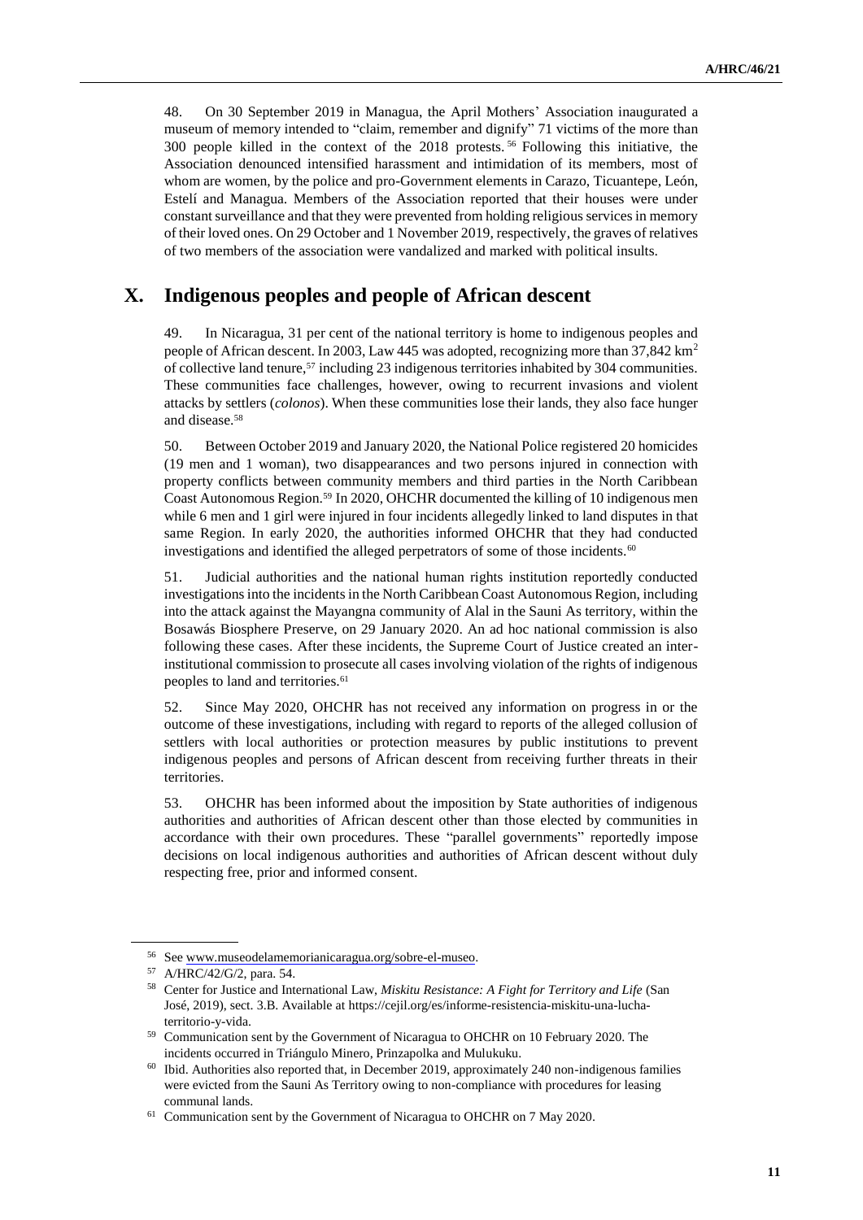48. On 30 September 2019 in Managua, the April Mothers' Association inaugurated a museum of memory intended to "claim, remember and dignify" 71 victims of the more than 300 people killed in the context of the 2018 protests.[56] Following this initiative, the Association denounced intensified harassment and intimidation of its members, most of whom are women, by the police and pro-Government elements in Carazo, Ticuantepe, León, Estelí and Managua. Members of the Association reported that their houses were under constant surveillance and that they were prevented from holding religious services in memory of their loved ones. On 29 October and 1 November 2019, respectively, the graves of relatives of two members of the association were vandalized and marked with political insults.

## X. Indigenous peoples and people of African descent

49. In Nicaragua, 31 per cent of the national territory is home to indigenous peoples and people of African descent. In 2003, Law 445 was adopted, recognizing more than 37,842 km$^2$ of collective land tenure,[57] including 23 indigenous territories inhabited by 304 communities. These communities face challenges, however, owing to recurrent invasions and violent attacks by settlers (*colonos*). When these communities lose their lands, they also face hunger and disease.[58]

50. Between October 2019 and January 2020, the National Police registered 20 homicides (19 men and 1 woman), two disappearances and two persons injured in connection with property conflicts between community members and third parties in the North Caribbean Coast Autonomous Region.[59] In 2020, OHCHR documented the killing of 10 indigenous men while 6 men and 1 girl were injured in four incidents allegedly linked to land disputes in that same Region. In early 2020, the authorities informed OHCHR that they had conducted investigations and identified the alleged perpetrators of some of those incidents.[60]

51. Judicial authorities and the national human rights institution reportedly conducted investigations into the incidents in the North Caribbean Coast Autonomous Region, including into the attack against the Mayangna community of Alal in the Sauni As territory, within the Bosawás Biosphere Preserve, on 29 January 2020. An ad hoc national commission is also following these cases. After these incidents, the Supreme Court of Justice created an inter-institutional commission to prosecute all cases involving violation of the rights of indigenous peoples to land and territories.[61]

52. Since May 2020, OHCHR has not received any information on progress in or the outcome of these investigations, including with regard to reports of the alleged collusion of settlers with local authorities or protection measures by public institutions to prevent indigenous peoples and persons of African descent from receiving further threats in their territories.

53. OHCHR has been informed about the imposition by State authorities of indigenous authorities and authorities of African descent other than those elected by communities in accordance with their own procedures. These "parallel governments" reportedly impose decisions on local indigenous authorities and authorities of African descent without duly respecting free, prior and informed consent.

---

[56] See www.museodelamemorianicaragua.org/sobre-el-museo.

[57] A/HRC/42/G/2, para. 54.

[58] Center for Justice and International Law, *Miskitu Resistance: A Fight for Territory and Life* (San José, 2019), sect. 3.B. Available at https://cejil.org/es/informe-resistencia-miskitu-una-lucha-territorio-y-vida.

[59] Communication sent by the Government of Nicaragua to OHCHR on 10 February 2020. The incidents occurred in Triángulo Minero, Prinzapolka and Mulukuku.

[60] Ibid. Authorities also reported that, in December 2019, approximately 240 non-indigenous families were evicted from the Sauni As Territory owing to non-compliance with procedures for leasing communal lands.

[61] Communication sent by the Government of Nicaragua to OHCHR on 7 May 2020.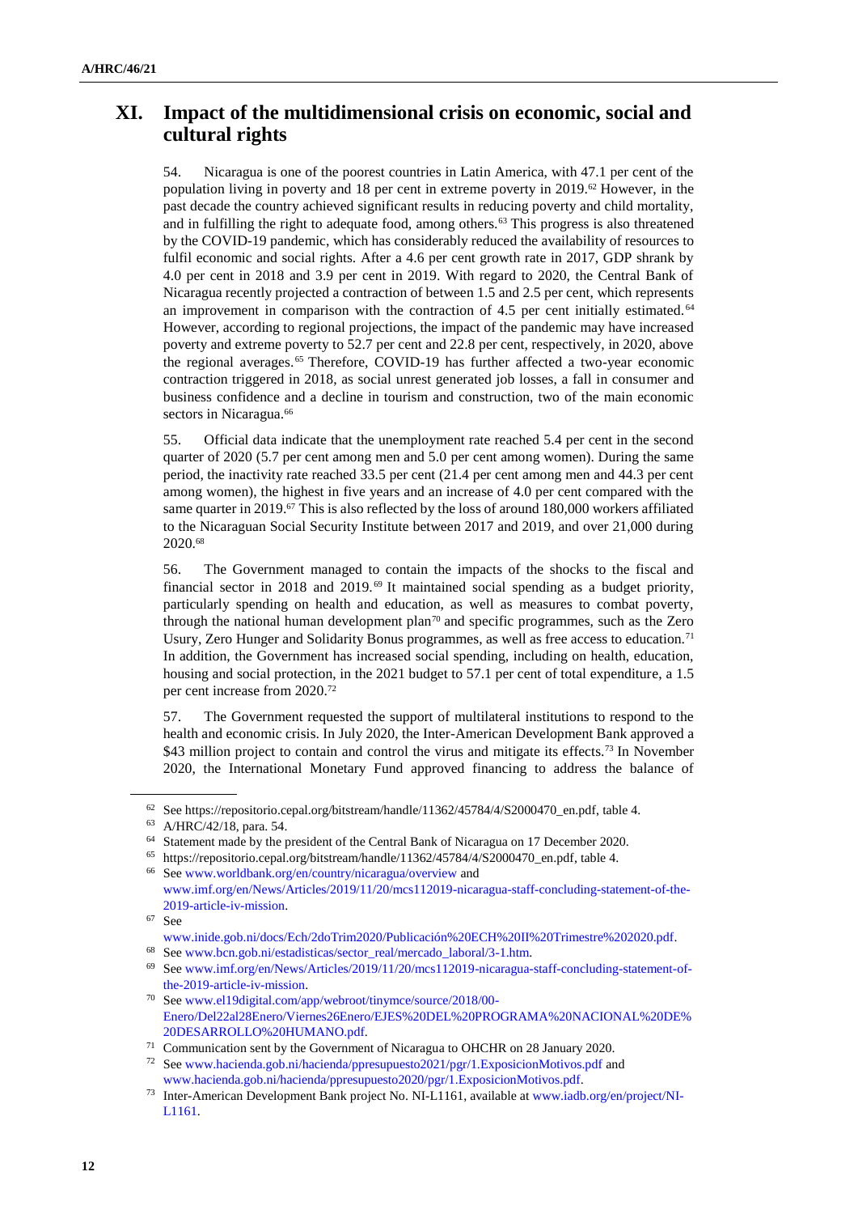## XI. Impact of the multidimensional crisis on economic, social and cultural rights

54. Nicaragua is one of the poorest countries in Latin America, with 47.1 per cent of the population living in poverty and 18 per cent in extreme poverty in 2019.[62] However, in the past decade the country achieved significant results in reducing poverty and child mortality, and in fulfilling the right to adequate food, among others.[63] This progress is also threatened by the COVID-19 pandemic, which has considerably reduced the availability of resources to fulfil economic and social rights. After a 4.6 per cent growth rate in 2017, GDP shrank by 4.0 per cent in 2018 and 3.9 per cent in 2019. With regard to 2020, the Central Bank of Nicaragua recently projected a contraction of between 1.5 and 2.5 per cent, which represents an improvement in comparison with the contraction of 4.5 per cent initially estimated.[64] However, according to regional projections, the impact of the pandemic may have increased poverty and extreme poverty to 52.7 per cent and 22.8 per cent, respectively, in 2020, above the regional averages.[65] Therefore, COVID-19 has further affected a two-year economic contraction triggered in 2018, as social unrest generated job losses, a fall in consumer and business confidence and a decline in tourism and construction, two of the main economic sectors in Nicaragua.[66]

55. Official data indicate that the unemployment rate reached 5.4 per cent in the second quarter of 2020 (5.7 per cent among men and 5.0 per cent among women). During the same period, the inactivity rate reached 33.5 per cent (21.4 per cent among men and 44.3 per cent among women), the highest in five years and an increase of 4.0 per cent compared with the same quarter in 2019.[67] This is also reflected by the loss of around 180,000 workers affiliated to the Nicaraguan Social Security Institute between 2017 and 2019, and over 21,000 during 2020.[68]

56. The Government managed to contain the impacts of the shocks to the fiscal and financial sector in 2018 and 2019.[69] It maintained social spending as a budget priority, particularly spending on health and education, as well as measures to combat poverty, through the national human development plan[70] and specific programmes, such as the Zero Usury, Zero Hunger and Solidarity Bonus programmes, as well as free access to education.[71] In addition, the Government has increased social spending, including on health, education, housing and social protection, in the 2021 budget to 57.1 per cent of total expenditure, a 1.5 per cent increase from 2020.[72]

57. The Government requested the support of multilateral institutions to respond to the health and economic crisis. In July 2020, the Inter-American Development Bank approved a $43 million project to contain and control the virus and mitigate its effects.[73] In November 2020, the International Monetary Fund approved financing to address the balance of

---

[62] See https://repositorio.cepal.org/bitstream/handle/11362/45784/4/S2000470_en.pdf, table 4.

[63] A/HRC/42/18, para. 54.

[64] Statement made by the president of the Central Bank of Nicaragua on 17 December 2020.

[65] https://repositorio.cepal.org/bitstream/handle/11362/45784/4/S2000470_en.pdf, table 4.

[66] See www.worldbank.org/en/country/nicaragua/overview and www.imf.org/en/News/Articles/2019/11/20/mcs112019-nicaragua-staff-concluding-statement-of-the-2019-article-iv-mission.

[67] See www.inide.gob.ni/docs/Ech/2doTrim2020/Publicación%20ECH%20II%20Trimestre%202020.pdf.

[68] See www.bcn.gob.ni/estadisticas/sector_real/mercado_laboral/3-1.htm.

[69] See www.imf.org/en/News/Articles/2019/11/20/mcs112019-nicaragua-staff-concluding-statement-of-the-2019-article-iv-mission.

[70] See www.el19digital.com/app/webroot/tinymce/source/2018/00-Enero/Del22al28Enero/Viernes26Enero/EJES%20DEL%20PROGRAMA%20NACIONAL%20DE%20DESARROLLO%20HUMANO.pdf.

[71] Communication sent by the Government of Nicaragua to OHCHR on 28 January 2020.

[72] See www.hacienda.gob.ni/hacienda/ppresupuesto2021/pgr/1.ExposicionMotivos.pdf and www.hacienda.gob.ni/hacienda/ppresupuesto2020/pgr/1.ExposicionMotivos.pdf.

[73] Inter-American Development Bank project No. NI-L1161, available at www.iadb.org/en/project/NI-L1161.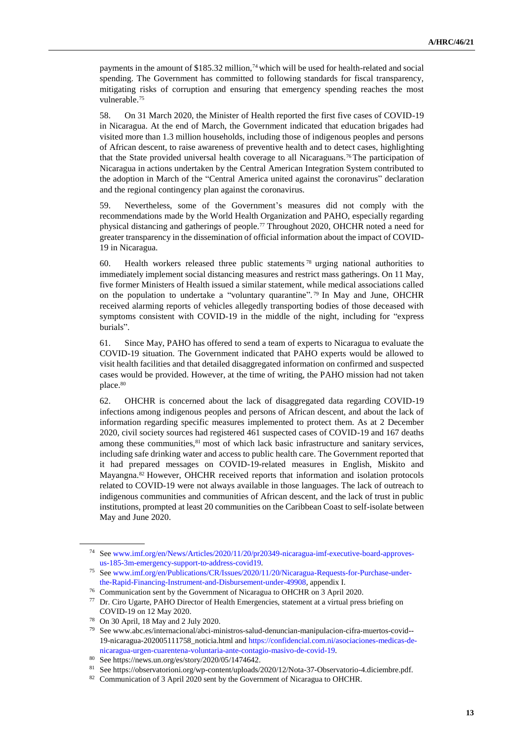payments in the amount of $185.32 million,[74] which will be used for health-related and social spending. The Government has committed to following standards for fiscal transparency, mitigating risks of corruption and ensuring that emergency spending reaches the most vulnerable.[75]

58. On 31 March 2020, the Minister of Health reported the first five cases of COVID-19 in Nicaragua. At the end of March, the Government indicated that education brigades had visited more than 1.3 million households, including those of indigenous peoples and persons of African descent, to raise awareness of preventive health and to detect cases, highlighting that the State provided universal health coverage to all Nicaraguans.[76] The participation of Nicaragua in actions undertaken by the Central American Integration System contributed to the adoption in March of the "Central America united against the coronavirus" declaration and the regional contingency plan against the coronavirus.

59. Nevertheless, some of the Government's measures did not comply with the recommendations made by the World Health Organization and PAHO, especially regarding physical distancing and gatherings of people.[77] Throughout 2020, OHCHR noted a need for greater transparency in the dissemination of official information about the impact of COVID-19 in Nicaragua.

60. Health workers released three public statements[78] urging national authorities to immediately implement social distancing measures and restrict mass gatherings. On 11 May, five former Ministers of Health issued a similar statement, while medical associations called on the population to undertake a "voluntary quarantine".[79] In May and June, OHCHR received alarming reports of vehicles allegedly transporting bodies of those deceased with symptoms consistent with COVID-19 in the middle of the night, including for "express burials".

61. Since May, PAHO has offered to send a team of experts to Nicaragua to evaluate the COVID-19 situation. The Government indicated that PAHO experts would be allowed to visit health facilities and that detailed disaggregated information on confirmed and suspected cases would be provided. However, at the time of writing, the PAHO mission had not taken place.[80]

62. OHCHR is concerned about the lack of disaggregated data regarding COVID-19 infections among indigenous peoples and persons of African descent, and about the lack of information regarding specific measures implemented to protect them. As at 2 December 2020, civil society sources had registered 461 suspected cases of COVID-19 and 167 deaths among these communities,[81] most of which lack basic infrastructure and sanitary services, including safe drinking water and access to public health care. The Government reported that it had prepared messages on COVID-19-related measures in English, Miskito and Mayangna.[82] However, OHCHR received reports that information and isolation protocols related to COVID-19 were not always available in those languages. The lack of outreach to indigenous communities and communities of African descent, and the lack of trust in public institutions, prompted at least 20 communities on the Caribbean Coast to self-isolate between May and June 2020.

---

[74] See www.imf.org/en/News/Articles/2020/11/20/pr20349-nicaragua-imf-executive-board-approves-us-185-3m-emergency-support-to-address-covid19.

[75] See www.imf.org/en/Publications/CR/Issues/2020/11/20/Nicaragua-Requests-for-Purchase-under-the-Rapid-Financing-Instrument-and-Disbursement-under-49908, appendix I.

[76] Communication sent by the Government of Nicaragua to OHCHR on 3 April 2020.

[77] Dr. Ciro Ugarte, PAHO Director of Health Emergencies, statement at a virtual press briefing on COVID-19 on 12 May 2020.

[78] On 30 April, 18 May and 2 July 2020.

[79] See www.abc.es/internacional/abci-ministros-salud-denuncian-manipulacion-cifra-muertos-covid--19-nicaragua-202005111758_noticia.html and https://confidencial.com.ni/asociaciones-medicas-de-nicaragua-urgen-cuarentena-voluntaria-ante-contagio-masivo-de-covid-19.

[80] See https://news.un.org/es/story/2020/05/1474642.

[81] See https://observatorioni.org/wp-content/uploads/2020/12/Nota-37-Observatorio-4.diciembre.pdf.

[82] Communication of 3 April 2020 sent by the Government of Nicaragua to OHCHR.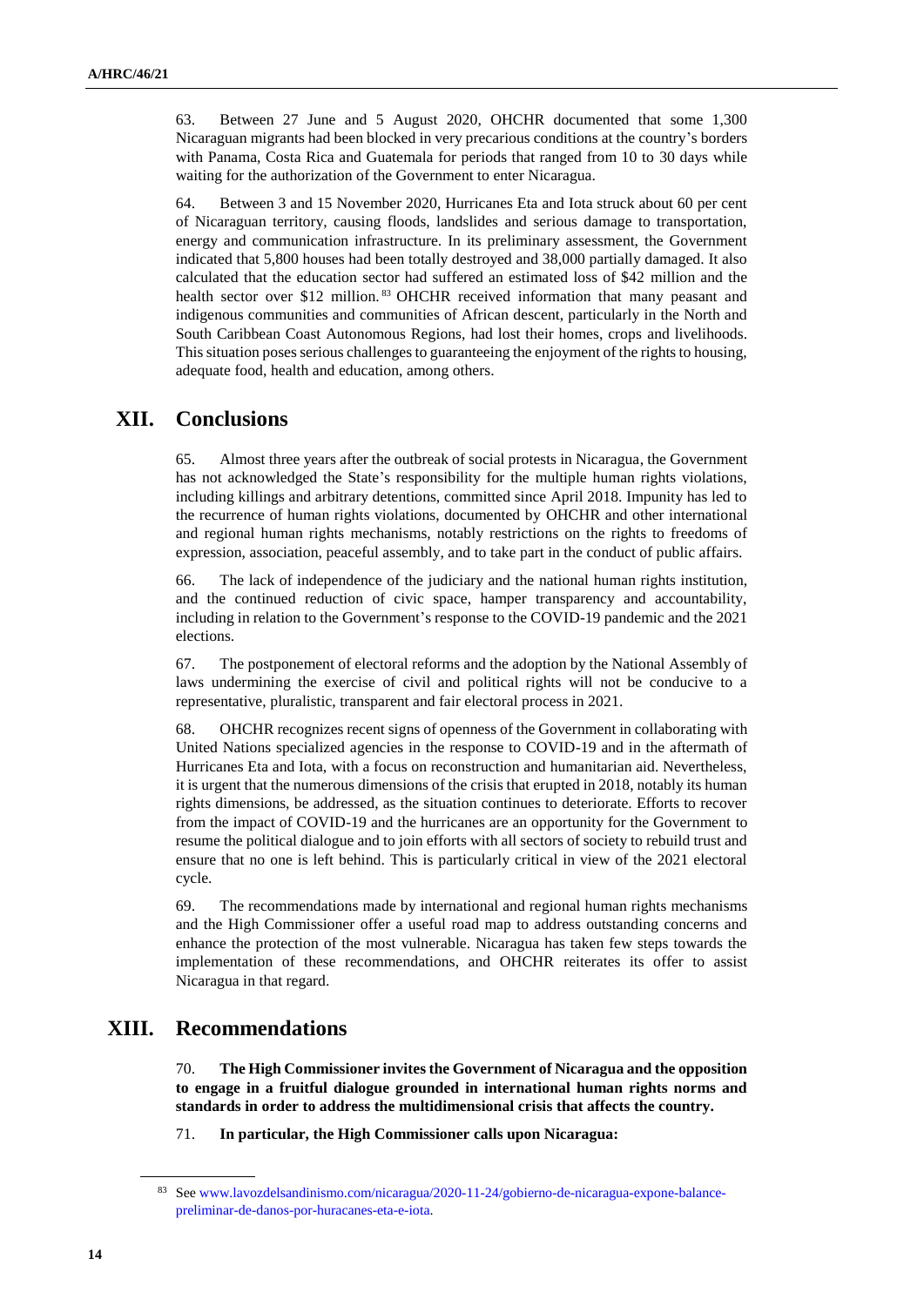63. Between 27 June and 5 August 2020, OHCHR documented that some 1,300 Nicaraguan migrants had been blocked in very precarious conditions at the country's borders with Panama, Costa Rica and Guatemala for periods that ranged from 10 to 30 days while waiting for the authorization of the Government to enter Nicaragua.

64. Between 3 and 15 November 2020, Hurricanes Eta and Iota struck about 60 per cent of Nicaraguan territory, causing floods, landslides and serious damage to transportation, energy and communication infrastructure. In its preliminary assessment, the Government indicated that 5,800 houses had been totally destroyed and 38,000 partially damaged. It also calculated that the education sector had suffered an estimated loss of $42 million and the health sector over $12 million.[83] OHCHR received information that many peasant and indigenous communities and communities of African descent, particularly in the North and South Caribbean Coast Autonomous Regions, had lost their homes, crops and livelihoods. This situation poses serious challenges to guaranteeing the enjoyment of the rights to housing, adequate food, health and education, among others.

# XII. Conclusions

65. Almost three years after the outbreak of social protests in Nicaragua, the Government has not acknowledged the State's responsibility for the multiple human rights violations, including killings and arbitrary detentions, committed since April 2018. Impunity has led to the recurrence of human rights violations, documented by OHCHR and other international and regional human rights mechanisms, notably restrictions on the rights to freedoms of expression, association, peaceful assembly, and to take part in the conduct of public affairs.

66. The lack of independence of the judiciary and the national human rights institution, and the continued reduction of civic space, hamper transparency and accountability, including in relation to the Government's response to the COVID-19 pandemic and the 2021 elections.

67. The postponement of electoral reforms and the adoption by the National Assembly of laws undermining the exercise of civil and political rights will not be conducive to a representative, pluralistic, transparent and fair electoral process in 2021.

68. OHCHR recognizes recent signs of openness of the Government in collaborating with United Nations specialized agencies in the response to COVID-19 and in the aftermath of Hurricanes Eta and Iota, with a focus on reconstruction and humanitarian aid. Nevertheless, it is urgent that the numerous dimensions of the crisis that erupted in 2018, notably its human rights dimensions, be addressed, as the situation continues to deteriorate. Efforts to recover from the impact of COVID-19 and the hurricanes are an opportunity for the Government to resume the political dialogue and to join efforts with all sectors of society to rebuild trust and ensure that no one is left behind. This is particularly critical in view of the 2021 electoral cycle.

69. The recommendations made by international and regional human rights mechanisms and the High Commissioner offer a useful road map to address outstanding concerns and enhance the protection of the most vulnerable. Nicaragua has taken few steps towards the implementation of these recommendations, and OHCHR reiterates its offer to assist Nicaragua in that regard.

# XIII. Recommendations

70. **The High Commissioner invites the Government of Nicaragua and the opposition to engage in a fruitful dialogue grounded in international human rights norms and standards in order to address the multidimensional crisis that affects the country.**

71. **In particular, the High Commissioner calls upon Nicaragua:**

---

[83] See www.lavozdelsandinismo.com/nicaragua/2020-11-24/gobierno-de-nicaragua-expone-balance-preliminar-de-danos-por-huracanes-eta-e-iota.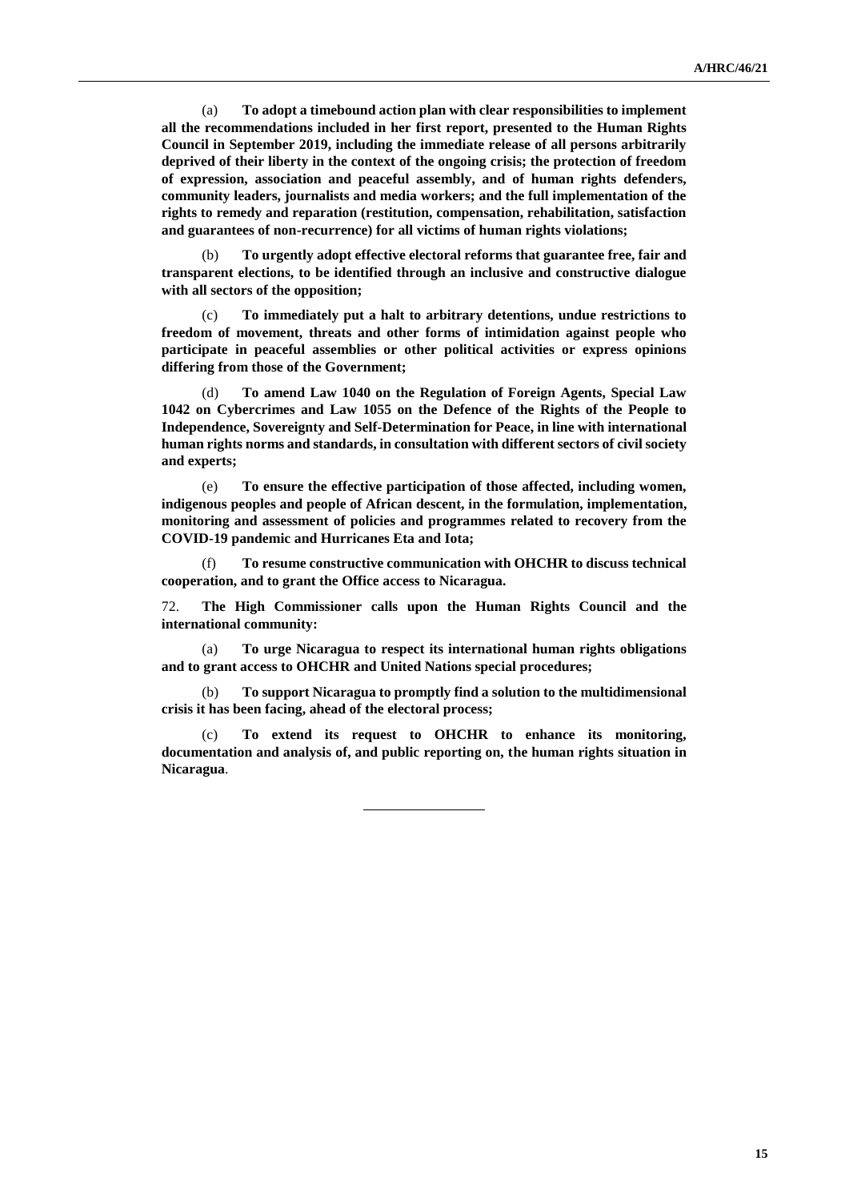(a) **To adopt a timebound action plan with clear responsibilities to implement all the recommendations included in her first report, presented to the Human Rights Council in September 2019, including the immediate release of all persons arbitrarily deprived of their liberty in the context of the ongoing crisis; the protection of freedom of expression, association and peaceful assembly, and of human rights defenders, community leaders, journalists and media workers; and the full implementation of the rights to remedy and reparation (restitution, compensation, rehabilitation, satisfaction and guarantees of non-recurrence) for all victims of human rights violations;**

(b) **To urgently adopt effective electoral reforms that guarantee free, fair and transparent elections, to be identified through an inclusive and constructive dialogue with all sectors of the opposition;**

(c) **To immediately put a halt to arbitrary detentions, undue restrictions to freedom of movement, threats and other forms of intimidation against people who participate in peaceful assemblies or other political activities or express opinions differing from those of the Government;**

(d) **To amend Law 1040 on the Regulation of Foreign Agents, Special Law 1042 on Cybercrimes and Law 1055 on the Defence of the Rights of the People to Independence, Sovereignty and Self-Determination for Peace, in line with international human rights norms and standards, in consultation with different sectors of civil society and experts;**

(e) **To ensure the effective participation of those affected, including women, indigenous peoples and people of African descent, in the formulation, implementation, monitoring and assessment of policies and programmes related to recovery from the COVID-19 pandemic and Hurricanes Eta and Iota;**

(f) **To resume constructive communication with OHCHR to discuss technical cooperation, and to grant the Office access to Nicaragua.**

72. **The High Commissioner calls upon the Human Rights Council and the international community:**

(a) **To urge Nicaragua to respect its international human rights obligations and to grant access to OHCHR and United Nations special procedures;**

(b) **To support Nicaragua to promptly find a solution to the multidimensional crisis it has been facing, ahead of the electoral process;**

(c) **To extend its request to OHCHR to enhance its monitoring, documentation and analysis of, and public reporting on, the human rights situation in Nicaragua**.